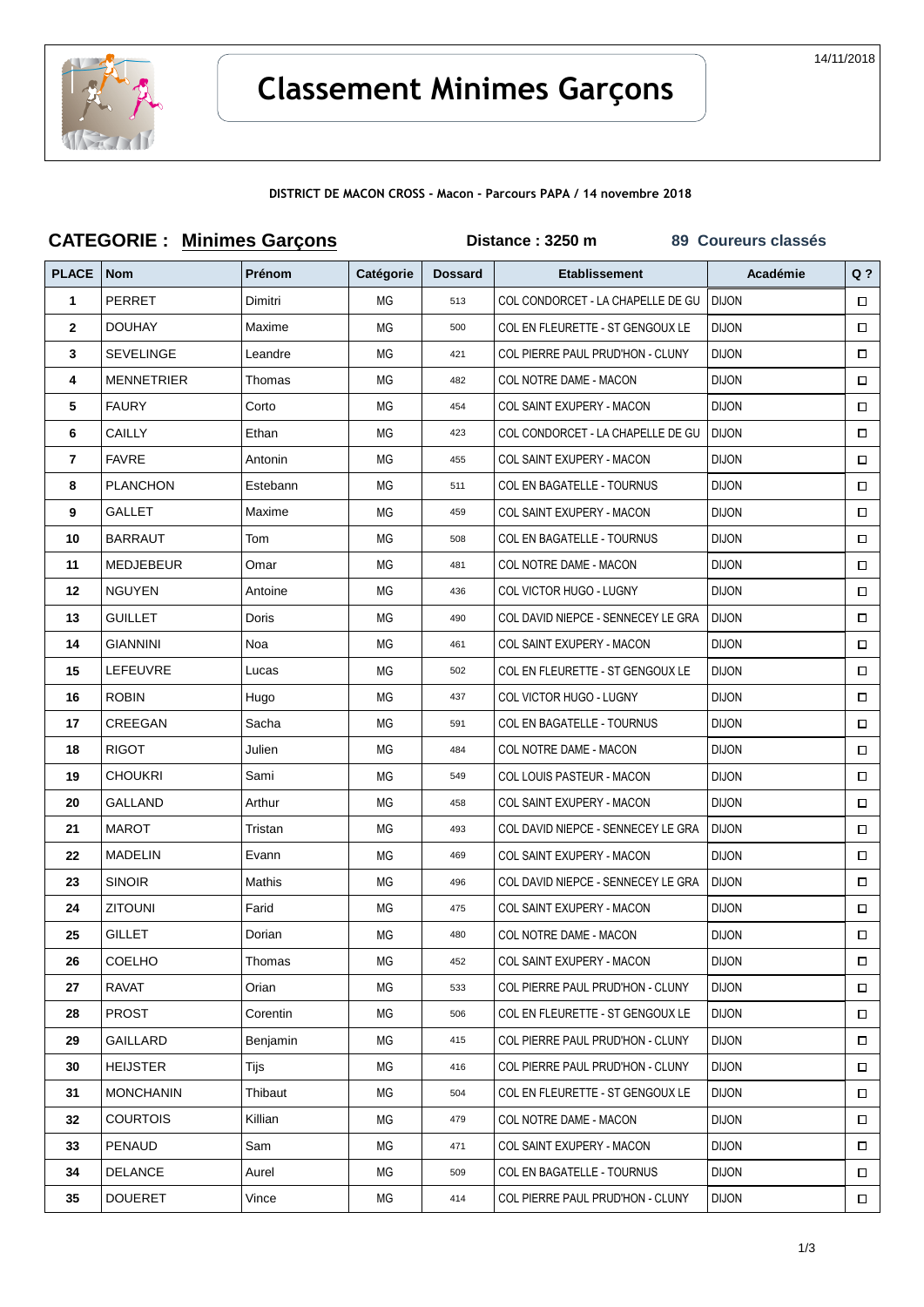14/11/2018

# Classement Minimes Garçons

**DISTRICT DE MACON CROSS - Macon - Parcours PAPA / 14 novembre 2018**

**CATEGORIE : Minimes Garçons** **Distance : 3250 m** **89 Coureurs classés**

| PLACE | Nom | Prénom | Catégorie | Dossard | Etablissement | Académie | Q ? |
|---|---|---|---|---|---|---|---|
| 1 | PERRET | Dimitri | MG | 513 | COL CONDORCET - LA CHAPELLE DE GU | DIJON | ☐ |
| 2 | DOUHAY | Maxime | MG | 500 | COL EN FLEURETTE - ST GENGOUX LE | DIJON | ☐ |
| 3 | SEVELINGE | Leandre | MG | 421 | COL PIERRE PAUL PRUD'HON - CLUNY | DIJON | ☐ |
| 4 | MENNETRIER | Thomas | MG | 482 | COL NOTRE DAME - MACON | DIJON | ☐ |
| 5 | FAURY | Corto | MG | 454 | COL SAINT EXUPERY - MACON | DIJON | ☐ |
| 6 | CAILLY | Ethan | MG | 423 | COL CONDORCET - LA CHAPELLE DE GU | DIJON | ☐ |
| 7 | FAVRE | Antonin | MG | 455 | COL SAINT EXUPERY - MACON | DIJON | ☐ |
| 8 | PLANCHON | Estebann | MG | 511 | COL EN BAGATELLE - TOURNUS | DIJON | ☐ |
| 9 | GALLET | Maxime | MG | 459 | COL SAINT EXUPERY - MACON | DIJON | ☐ |
| 10 | BARRAUT | Tom | MG | 508 | COL EN BAGATELLE - TOURNUS | DIJON | ☐ |
| 11 | MEDJEBEUR | Omar | MG | 481 | COL NOTRE DAME - MACON | DIJON | ☐ |
| 12 | NGUYEN | Antoine | MG | 436 | COL VICTOR HUGO - LUGNY | DIJON | ☐ |
| 13 | GUILLET | Doris | MG | 490 | COL DAVID NIEPCE - SENNECEY LE GRA | DIJON | ☐ |
| 14 | GIANNINI | Noa | MG | 461 | COL SAINT EXUPERY - MACON | DIJON | ☐ |
| 15 | LEFEUVRE | Lucas | MG | 502 | COL EN FLEURETTE - ST GENGOUX LE | DIJON | ☐ |
| 16 | ROBIN | Hugo | MG | 437 | COL VICTOR HUGO - LUGNY | DIJON | ☐ |
| 17 | CREEGAN | Sacha | MG | 591 | COL EN BAGATELLE - TOURNUS | DIJON | ☐ |
| 18 | RIGOT | Julien | MG | 484 | COL NOTRE DAME - MACON | DIJON | ☐ |
| 19 | CHOUKRI | Sami | MG | 549 | COL LOUIS PASTEUR - MACON | DIJON | ☐ |
| 20 | GALLAND | Arthur | MG | 458 | COL SAINT EXUPERY - MACON | DIJON | ☐ |
| 21 | MAROT | Tristan | MG | 493 | COL DAVID NIEPCE - SENNECEY LE GRA | DIJON | ☐ |
| 22 | MADELIN | Evann | MG | 469 | COL SAINT EXUPERY - MACON | DIJON | ☐ |
| 23 | SINOIR | Mathis | MG | 496 | COL DAVID NIEPCE - SENNECEY LE GRA | DIJON | ☐ |
| 24 | ZITOUNI | Farid | MG | 475 | COL SAINT EXUPERY - MACON | DIJON | ☐ |
| 25 | GILLET | Dorian | MG | 480 | COL NOTRE DAME - MACON | DIJON | ☐ |
| 26 | COELHO | Thomas | MG | 452 | COL SAINT EXUPERY - MACON | DIJON | ☐ |
| 27 | RAVAT | Orian | MG | 533 | COL PIERRE PAUL PRUD'HON - CLUNY | DIJON | ☐ |
| 28 | PROST | Corentin | MG | 506 | COL EN FLEURETTE - ST GENGOUX LE | DIJON | ☐ |
| 29 | GAILLARD | Benjamin | MG | 415 | COL PIERRE PAUL PRUD'HON - CLUNY | DIJON | ☐ |
| 30 | HEIJSTER | Tijs | MG | 416 | COL PIERRE PAUL PRUD'HON - CLUNY | DIJON | ☐ |
| 31 | MONCHANIN | Thibaut | MG | 504 | COL EN FLEURETTE - ST GENGOUX LE | DIJON | ☐ |
| 32 | COURTOIS | Killian | MG | 479 | COL NOTRE DAME - MACON | DIJON | ☐ |
| 33 | PENAUD | Sam | MG | 471 | COL SAINT EXUPERY - MACON | DIJON | ☐ |
| 34 | DELANCE | Aurel | MG | 509 | COL EN BAGATELLE - TOURNUS | DIJON | ☐ |
| 35 | DOUERET | Vince | MG | 414 | COL PIERRE PAUL PRUD'HON - CLUNY | DIJON | ☐ |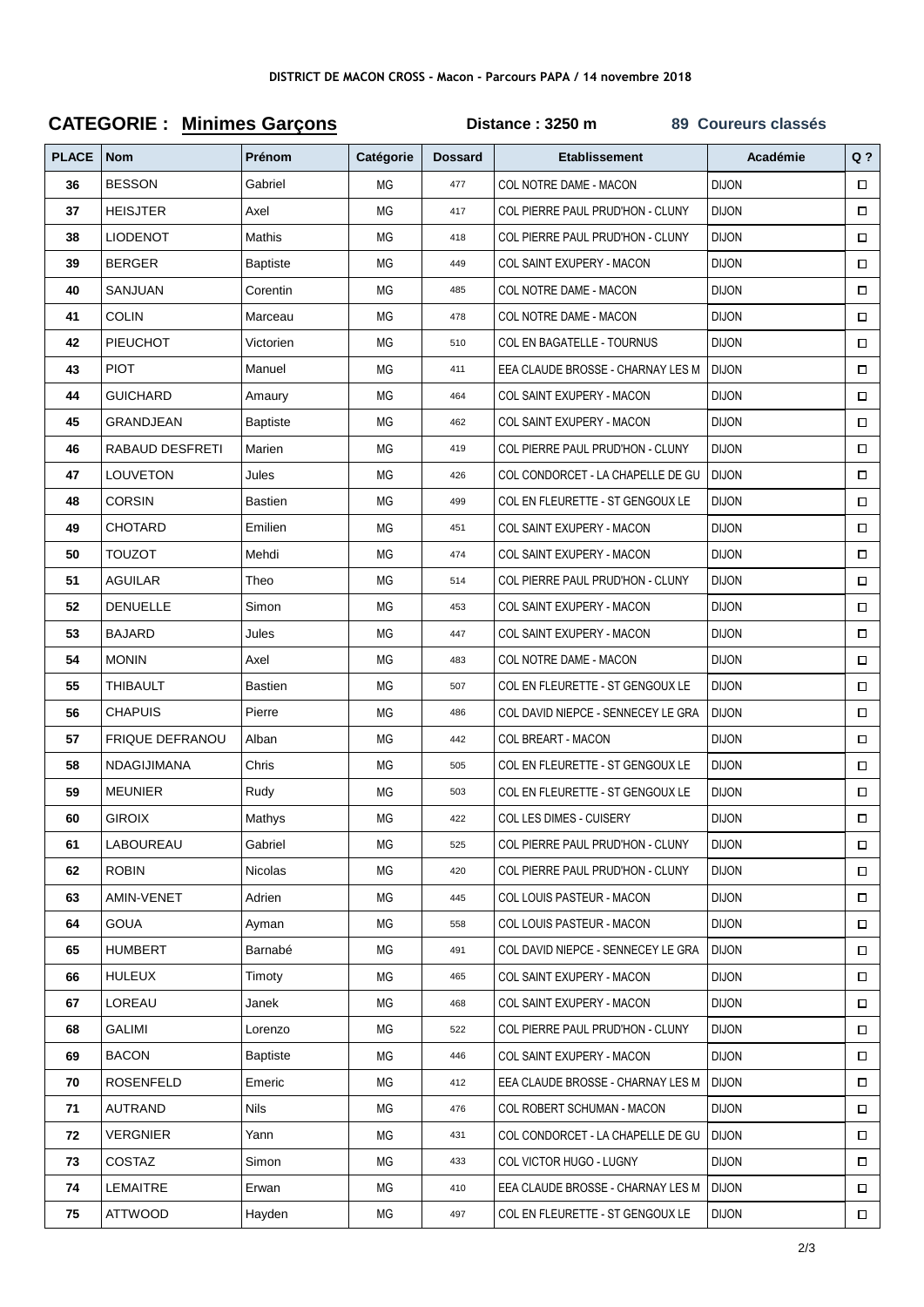DISTRICT DE MACON CROSS - Macon - Parcours PAPA / 14 novembre 2018

## CATEGORIE : Minimes Garçons

**Distance : 3250 m** **89 Coureurs classés**

| PLACE | Nom | Prénom | Catégorie | Dossard | Etablissement | Académie | Q ? |
|---|---|---|---|---|---|---|---|
| 36 | BESSON | Gabriel | MG | 477 | COL NOTRE DAME - MACON | DIJON | ☐ |
| 37 | HEISJTER | Axel | MG | 417 | COL PIERRE PAUL PRUD'HON - CLUNY | DIJON | ☐ |
| 38 | LIODENOT | Mathis | MG | 418 | COL PIERRE PAUL PRUD'HON - CLUNY | DIJON | ☐ |
| 39 | BERGER | Baptiste | MG | 449 | COL SAINT EXUPERY - MACON | DIJON | ☐ |
| 40 | SANJUAN | Corentin | MG | 485 | COL NOTRE DAME - MACON | DIJON | ☐ |
| 41 | COLIN | Marceau | MG | 478 | COL NOTRE DAME - MACON | DIJON | ☐ |
| 42 | PIEUCHOT | Victorien | MG | 510 | COL EN BAGATELLE - TOURNUS | DIJON | ☐ |
| 43 | PIOT | Manuel | MG | 411 | EEA CLAUDE BROSSE - CHARNAY LES M | DIJON | ☐ |
| 44 | GUICHARD | Amaury | MG | 464 | COL SAINT EXUPERY - MACON | DIJON | ☐ |
| 45 | GRANDJEAN | Baptiste | MG | 462 | COL SAINT EXUPERY - MACON | DIJON | ☐ |
| 46 | RABAUD DESFRETI | Marien | MG | 419 | COL PIERRE PAUL PRUD'HON - CLUNY | DIJON | ☐ |
| 47 | LOUVETON | Jules | MG | 426 | COL CONDORCET - LA CHAPELLE DE GU | DIJON | ☐ |
| 48 | CORSIN | Bastien | MG | 499 | COL EN FLEURETTE - ST GENGOUX LE | DIJON | ☐ |
| 49 | CHOTARD | Emilien | MG | 451 | COL SAINT EXUPERY - MACON | DIJON | ☐ |
| 50 | TOUZOT | Mehdi | MG | 474 | COL SAINT EXUPERY - MACON | DIJON | ☐ |
| 51 | AGUILAR | Theo | MG | 514 | COL PIERRE PAUL PRUD'HON - CLUNY | DIJON | ☐ |
| 52 | DENUELLE | Simon | MG | 453 | COL SAINT EXUPERY - MACON | DIJON | ☐ |
| 53 | BAJARD | Jules | MG | 447 | COL SAINT EXUPERY - MACON | DIJON | ☐ |
| 54 | MONIN | Axel | MG | 483 | COL NOTRE DAME - MACON | DIJON | ☐ |
| 55 | THIBAULT | Bastien | MG | 507 | COL EN FLEURETTE - ST GENGOUX LE | DIJON | ☐ |
| 56 | CHAPUIS | Pierre | MG | 486 | COL DAVID NIEPCE - SENNECEY LE GRA | DIJON | ☐ |
| 57 | FRIQUE DEFRANOU | Alban | MG | 442 | COL BREART - MACON | DIJON | ☐ |
| 58 | NDAGIJIMANA | Chris | MG | 505 | COL EN FLEURETTE - ST GENGOUX LE | DIJON | ☐ |
| 59 | MEUNIER | Rudy | MG | 503 | COL EN FLEURETTE - ST GENGOUX LE | DIJON | ☐ |
| 60 | GIROIX | Mathys | MG | 422 | COL LES DIMES - CUISERY | DIJON | ☐ |
| 61 | LABOUREAU | Gabriel | MG | 525 | COL PIERRE PAUL PRUD'HON - CLUNY | DIJON | ☐ |
| 62 | ROBIN | Nicolas | MG | 420 | COL PIERRE PAUL PRUD'HON - CLUNY | DIJON | ☐ |
| 63 | AMIN-VENET | Adrien | MG | 445 | COL LOUIS PASTEUR - MACON | DIJON | ☐ |
| 64 | GOUA | Ayman | MG | 558 | COL LOUIS PASTEUR - MACON | DIJON | ☐ |
| 65 | HUMBERT | Barnabé | MG | 491 | COL DAVID NIEPCE - SENNECEY LE GRA | DIJON | ☐ |
| 66 | HULEUX | Timoty | MG | 465 | COL SAINT EXUPERY - MACON | DIJON | ☐ |
| 67 | LOREAU | Janek | MG | 468 | COL SAINT EXUPERY - MACON | DIJON | ☐ |
| 68 | GALIMI | Lorenzo | MG | 522 | COL PIERRE PAUL PRUD'HON - CLUNY | DIJON | ☐ |
| 69 | BACON | Baptiste | MG | 446 | COL SAINT EXUPERY - MACON | DIJON | ☐ |
| 70 | ROSENFELD | Emeric | MG | 412 | EEA CLAUDE BROSSE - CHARNAY LES M | DIJON | ☐ |
| 71 | AUTRAND | Nils | MG | 476 | COL ROBERT SCHUMAN - MACON | DIJON | ☐ |
| 72 | VERGNIER | Yann | MG | 431 | COL CONDORCET - LA CHAPELLE DE GU | DIJON | ☐ |
| 73 | COSTAZ | Simon | MG | 433 | COL VICTOR HUGO - LUGNY | DIJON | ☐ |
| 74 | LEMAITRE | Erwan | MG | 410 | EEA CLAUDE BROSSE - CHARNAY LES M | DIJON | ☐ |
| 75 | ATTWOOD | Hayden | MG | 497 | COL EN FLEURETTE - ST GENGOUX LE | DIJON | ☐ |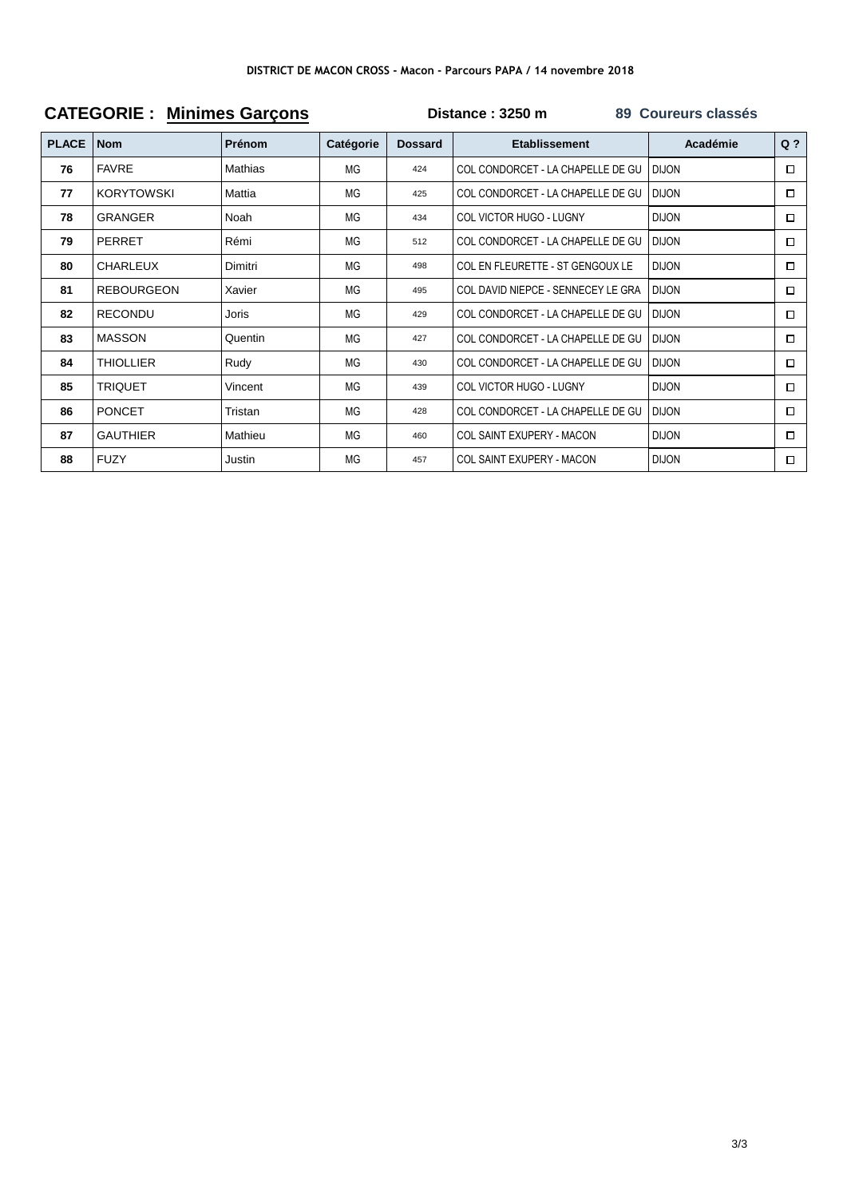DISTRICT DE MACON CROSS - Macon - Parcours PAPA / 14 novembre 2018

## CATEGORIE : Minimes Garçons

**Distance : 3250 m** **89 Coureurs classés**

| PLACE | Nom | Prénom | Catégorie | Dossard | Etablissement | Académie | Q ? |
|---|---|---|---|---|---|---|---|
| 76 | FAVRE | Mathias | MG | 424 | COL CONDORCET - LA CHAPELLE DE GU | DIJON | ☐ |
| 77 | KORYTOWSKI | Mattia | MG | 425 | COL CONDORCET - LA CHAPELLE DE GU | DIJON | ☐ |
| 78 | GRANGER | Noah | MG | 434 | COL VICTOR HUGO - LUGNY | DIJON | ☐ |
| 79 | PERRET | Rémi | MG | 512 | COL CONDORCET - LA CHAPELLE DE GU | DIJON | ☐ |
| 80 | CHARLEUX | Dimitri | MG | 498 | COL EN FLEURETTE - ST GENGOUX LE | DIJON | ☐ |
| 81 | REBOURGEON | Xavier | MG | 495 | COL DAVID NIEPCE - SENNECEY LE GRA | DIJON | ☐ |
| 82 | RECONDU | Joris | MG | 429 | COL CONDORCET - LA CHAPELLE DE GU | DIJON | ☐ |
| 83 | MASSON | Quentin | MG | 427 | COL CONDORCET - LA CHAPELLE DE GU | DIJON | ☐ |
| 84 | THIOLLIER | Rudy | MG | 430 | COL CONDORCET - LA CHAPELLE DE GU | DIJON | ☐ |
| 85 | TRIQUET | Vincent | MG | 439 | COL VICTOR HUGO - LUGNY | DIJON | ☐ |
| 86 | PONCET | Tristan | MG | 428 | COL CONDORCET - LA CHAPELLE DE GU | DIJON | ☐ |
| 87 | GAUTHIER | Mathieu | MG | 460 | COL SAINT EXUPERY - MACON | DIJON | ☐ |
| 88 | FUZY | Justin | MG | 457 | COL SAINT EXUPERY - MACON | DIJON | ☐ |